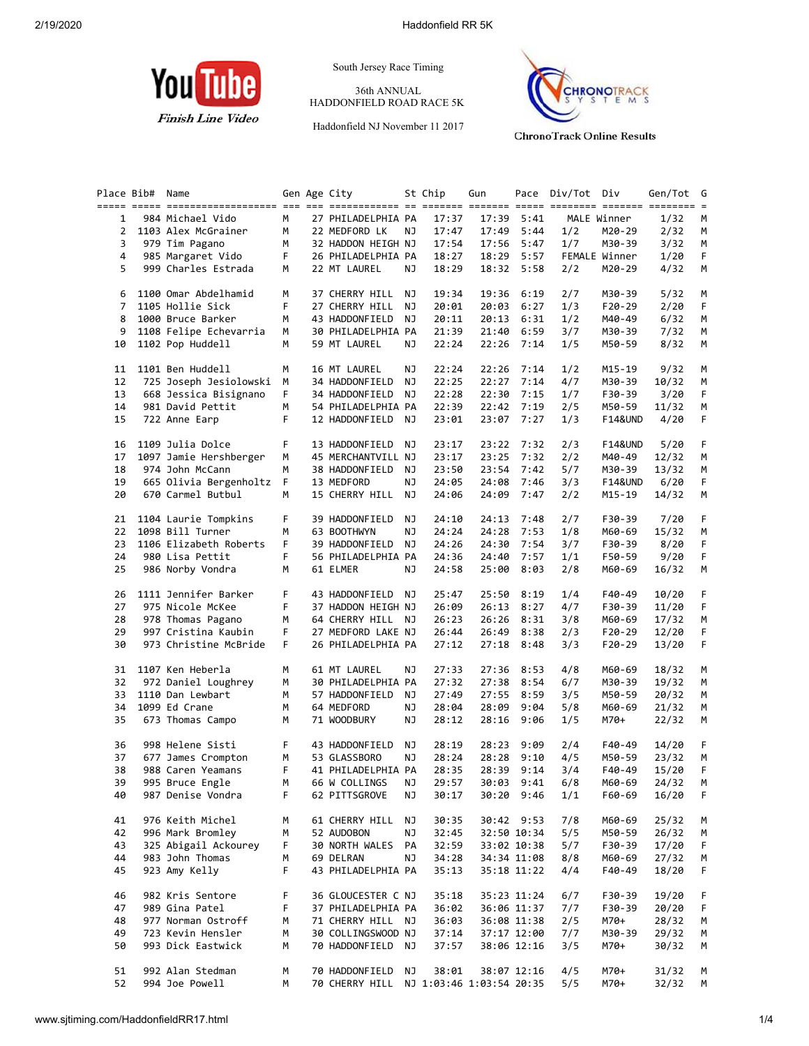YouTube Finish Line Video

South Jersey Race Timing

36th ANNUAL
HADDONFIELD ROAD RACE 5K

Haddonfield NJ November 11 2017

ChronoTrack Online Results

| Place | Bib# | Name | Gen | Age | City | St | Chip | Gun | Pace | Div/Tot | Div | Gen/Tot | G |
|---|---|---|---|---|---|---|---|---|---|---|---|---|---|
| 1 | 984 | Michael Vido | M | 27 | PHILADELPHIA | PA | 17:37 | 17:39 | 5:41 | MALE Winner | | 1/32 | M |
| 2 | 1103 | Alex McGrainer | M | 22 | MEDFORD LK | NJ | 17:47 | 17:49 | 5:44 | 1/2 | M20-29 | 2/32 | M |
| 3 | 979 | Tim Pagano | M | 32 | HADDON HEIGH | NJ | 17:54 | 17:56 | 5:47 | 1/7 | M30-39 | 3/32 | M |
| 4 | 985 | Margaret Vido | F | 26 | PHILADELPHIA | PA | 18:27 | 18:29 | 5:57 | FEMALE Winner | | 1/20 | F |
| 5 | 999 | Charles Estrada | M | 22 | MT LAUREL | NJ | 18:29 | 18:32 | 5:58 | 2/2 | M20-29 | 4/32 | M |
| 6 | 1100 | Omar Abdelhamid | M | 37 | CHERRY HILL | NJ | 19:34 | 19:36 | 6:19 | 2/7 | M30-39 | 5/32 | M |
| 7 | 1105 | Hollie Sick | F | 27 | CHERRY HILL | NJ | 20:01 | 20:03 | 6:27 | 1/3 | F20-29 | 2/20 | F |
| 8 | 1000 | Bruce Barker | M | 43 | HADDONFIELD | NJ | 20:11 | 20:13 | 6:31 | 1/2 | M40-49 | 6/32 | M |
| 9 | 1108 | Felipe Echevarria | M | 30 | PHILADELPHIA | PA | 21:39 | 21:40 | 6:59 | 3/7 | M30-39 | 7/32 | M |
| 10 | 1102 | Pop Huddell | M | 59 | MT LAUREL | NJ | 22:24 | 22:26 | 7:14 | 1/5 | M50-59 | 8/32 | M |
| 11 | 1101 | Ben Huddell | M | 16 | MT LAUREL | NJ | 22:24 | 22:26 | 7:14 | 1/2 | M15-19 | 9/32 | M |
| 12 | 725 | Joseph Jesiolowski | M | 34 | HADDONFIELD | NJ | 22:25 | 22:27 | 7:14 | 4/7 | M30-39 | 10/32 | M |
| 13 | 668 | Jessica Bisignano | F | 34 | HADDONFIELD | NJ | 22:28 | 22:30 | 7:15 | 1/7 | F30-39 | 3/20 | F |
| 14 | 981 | David Pettit | M | 54 | PHILADELPHIA | PA | 22:39 | 22:42 | 7:19 | 2/5 | M50-59 | 11/32 | M |
| 15 | 722 | Anne Earp | F | 12 | HADDONFIELD | NJ | 23:01 | 23:07 | 7:27 | 1/3 | F14&UND | 4/20 | F |
| 16 | 1109 | Julia Dolce | F | 13 | HADDONFIELD | NJ | 23:17 | 23:22 | 7:32 | 2/3 | F14&UND | 5/20 | F |
| 17 | 1097 | Jamie Hershberger | M | 45 | MERCHANTVILL | NJ | 23:17 | 23:25 | 7:32 | 2/2 | M40-49 | 12/32 | M |
| 18 | 974 | John McCann | M | 38 | HADDONFIELD | NJ | 23:50 | 23:54 | 7:42 | 5/7 | M30-39 | 13/32 | M |
| 19 | 665 | Olivia Bergenholtz | F | 13 | MEDFORD | NJ | 24:05 | 24:08 | 7:46 | 3/3 | F14&UND | 6/20 | F |
| 20 | 670 | Carmel Butbul | M | 15 | CHERRY HILL | NJ | 24:06 | 24:09 | 7:47 | 2/2 | M15-19 | 14/32 | M |
| 21 | 1104 | Laurie Tompkins | F | 39 | HADDONFIELD | NJ | 24:10 | 24:13 | 7:48 | 2/7 | F30-39 | 7/20 | F |
| 22 | 1098 | Bill Turner | M | 63 | BOOTHWYN | NJ | 24:24 | 24:28 | 7:53 | 1/8 | M60-69 | 15/32 | M |
| 23 | 1106 | Elizabeth Roberts | F | 39 | HADDONFIELD | NJ | 24:26 | 24:30 | 7:54 | 3/7 | F30-39 | 8/20 | F |
| 24 | 980 | Lisa Pettit | F | 56 | PHILADELPHIA | PA | 24:36 | 24:40 | 7:57 | 1/1 | F50-59 | 9/20 | F |
| 25 | 986 | Norby Vondra | M | 61 | ELMER | NJ | 24:58 | 25:00 | 8:03 | 2/8 | M60-69 | 16/32 | M |
| 26 | 1111 | Jennifer Barker | F | 43 | HADDONFIELD | NJ | 25:47 | 25:50 | 8:19 | 1/4 | F40-49 | 10/20 | F |
| 27 | 975 | Nicole McKee | F | 37 | HADDON HEIGH | NJ | 26:09 | 26:13 | 8:27 | 4/7 | F30-39 | 11/20 | F |
| 28 | 978 | Thomas Pagano | M | 64 | CHERRY HILL | NJ | 26:23 | 26:26 | 8:31 | 3/8 | M60-69 | 17/32 | M |
| 29 | 997 | Cristina Kaubin | F | 27 | MEDFORD LAKE | NJ | 26:44 | 26:49 | 8:38 | 2/3 | F20-29 | 12/20 | F |
| 30 | 973 | Christine McBride | F | 26 | PHILADELPHIA | PA | 27:12 | 27:18 | 8:48 | 3/3 | F20-29 | 13/20 | F |
| 31 | 1107 | Ken Heberla | M | 61 | MT LAUREL | NJ | 27:33 | 27:36 | 8:53 | 4/8 | M60-69 | 18/32 | M |
| 32 | 972 | Daniel Loughrey | M | 30 | PHILADELPHIA | PA | 27:32 | 27:38 | 8:54 | 6/7 | M30-39 | 19/32 | M |
| 33 | 1110 | Dan Lewbart | M | 57 | HADDONFIELD | NJ | 27:49 | 27:55 | 8:59 | 3/5 | M50-59 | 20/32 | M |
| 34 | 1099 | Ed Crane | M | 64 | MEDFORD | NJ | 28:04 | 28:09 | 9:04 | 5/8 | M60-69 | 21/32 | M |
| 35 | 673 | Thomas Campo | M | 71 | WOODBURY | NJ | 28:12 | 28:16 | 9:06 | 1/5 | M70+ | 22/32 | M |
| 36 | 998 | Helene Sisti | F | 43 | HADDONFIELD | NJ | 28:19 | 28:23 | 9:09 | 2/4 | F40-49 | 14/20 | F |
| 37 | 677 | James Crompton | M | 53 | GLASSBORO | NJ | 28:24 | 28:28 | 9:10 | 4/5 | M50-59 | 23/32 | M |
| 38 | 988 | Caren Yeamans | F | 41 | PHILADELPHIA | PA | 28:35 | 28:39 | 9:14 | 3/4 | F40-49 | 15/20 | F |
| 39 | 995 | Bruce Engle | M | 66 | W COLLINGS | NJ | 29:57 | 30:03 | 9:41 | 6/8 | M60-69 | 24/32 | M |
| 40 | 987 | Denise Vondra | F | 62 | PITTSGROVE | NJ | 30:17 | 30:20 | 9:46 | 1/1 | F60-69 | 16/20 | F |
| 41 | 976 | Keith Michel | M | 61 | CHERRY HILL | NJ | 30:35 | 30:42 | 9:53 | 7/8 | M60-69 | 25/32 | M |
| 42 | 996 | Mark Bromley | M | 52 | AUDOBON | NJ | 32:45 | 32:50 | 10:34 | 5/5 | M50-59 | 26/32 | M |
| 43 | 325 | Abigail Ackourey | F | 30 | NORTH WALES | PA | 32:59 | 33:02 | 10:38 | 5/7 | F30-39 | 17/20 | F |
| 44 | 983 | John Thomas | M | 69 | DELRAN | NJ | 34:28 | 34:34 | 11:08 | 8/8 | M60-69 | 27/32 | M |
| 45 | 923 | Amy Kelly | F | 43 | PHILADELPHIA | PA | 35:13 | 35:18 | 11:22 | 4/4 | F40-49 | 18/20 | F |
| 46 | 982 | Kris Sentore | F | 36 | GLOUCESTER C | NJ | 35:18 | 35:23 | 11:24 | 6/7 | F30-39 | 19/20 | F |
| 47 | 989 | Gina Patel | F | 37 | PHILADELPHIA | PA | 36:02 | 36:06 | 11:37 | 7/7 | F30-39 | 20/20 | F |
| 48 | 977 | Norman Ostroff | M | 71 | CHERRY HILL | NJ | 36:03 | 36:08 | 11:38 | 2/5 | M70+ | 28/32 | M |
| 49 | 723 | Kevin Hensler | M | 30 | COLLINGSWOOD | NJ | 37:14 | 37:17 | 12:00 | 7/7 | M30-39 | 29/32 | M |
| 50 | 993 | Dick Eastwick | M | 70 | HADDONFIELD | NJ | 37:57 | 38:06 | 12:16 | 3/5 | M70+ | 30/32 | M |
| 51 | 992 | Alan Stedman | M | 70 | HADDONFIELD | NJ | 38:01 | 38:07 | 12:16 | 4/5 | M70+ | 31/32 | M |
| 52 | 994 | Joe Powell | M | 70 | CHERRY HILL | NJ | 1:03:46 | 1:03:54 | 20:35 | 5/5 | M70+ | 32/32 | M |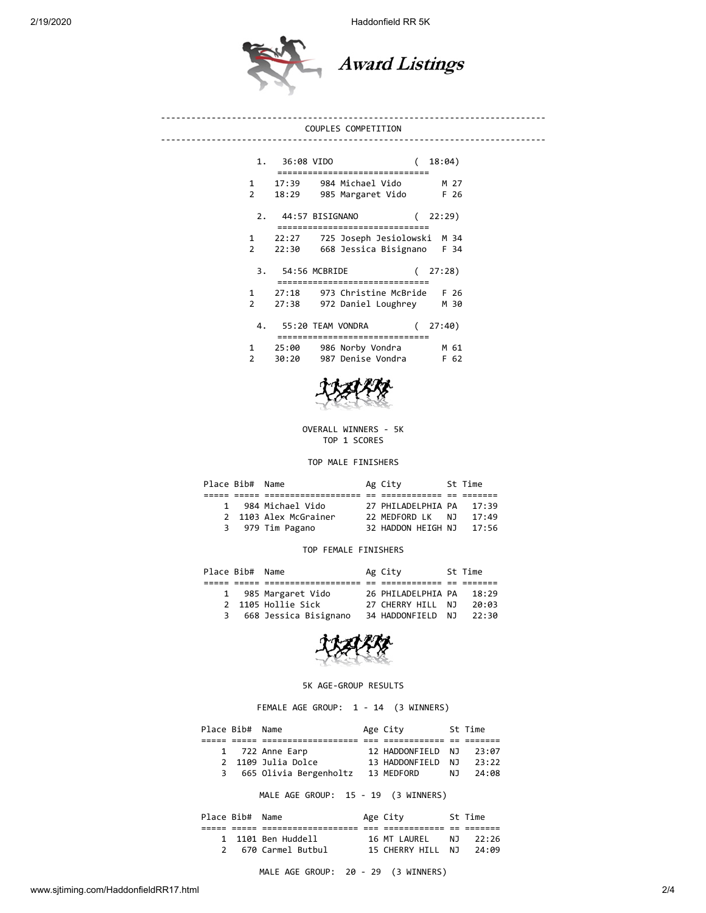# Award Listings

## COUPLES COMPETITION

**1. 36:08 VIDO ( 18:04)**

| | Time | Bib | Name | Sex/Age |
|---|---|---|---|---|
| 1 | 17:39 | 984 | Michael Vido | M 27 |
| 2 | 18:29 | 985 | Margaret Vido | F 26 |

**2. 44:57 BISIGNANO ( 22:29)**

| | Time | Bib | Name | Sex/Age |
|---|---|---|---|---|
| 1 | 22:27 | 725 | Joseph Jesiolowski | M 34 |
| 2 | 22:30 | 668 | Jessica Bisignano | F 34 |

**3. 54:56 MCBRIDE ( 27:28)**

| | Time | Bib | Name | Sex/Age |
|---|---|---|---|---|
| 1 | 27:18 | 973 | Christine McBride | F 26 |
| 2 | 27:38 | 972 | Daniel Loughrey | M 30 |

**4. 55:20 TEAM VONDRA ( 27:40)**

| | Time | Bib | Name | Sex/Age |
|---|---|---|---|---|
| 1 | 25:00 | 986 | Norby Vondra | M 61 |
| 2 | 30:20 | 987 | Denise Vondra | F 62 |

## OVERALL WINNERS - 5K
TOP 1 SCORES

### TOP MALE FINISHERS

| Place | Bib# | Name | Ag | City | St | Time |
|---|---|---|---|---|---|---|
| 1 | 984 | Michael Vido | 27 | PHILADELPHIA | PA | 17:39 |
| 2 | 1103 | Alex McGrainer | 22 | MEDFORD LK | NJ | 17:49 |
| 3 | 979 | Tim Pagano | 32 | HADDON HEIGH | NJ | 17:56 |

### TOP FEMALE FINISHERS

| Place | Bib# | Name | Ag | City | St | Time |
|---|---|---|---|---|---|---|
| 1 | 985 | Margaret Vido | 26 | PHILADELPHIA | PA | 18:29 |
| 2 | 1105 | Hollie Sick | 27 | CHERRY HILL | NJ | 20:03 |
| 3 | 668 | Jessica Bisignano | 34 | HADDONFIELD | NJ | 22:30 |

## 5K AGE-GROUP RESULTS

### FEMALE AGE GROUP: 1 - 14 (3 WINNERS)

| Place | Bib# | Name | Age | City | St | Time |
|---|---|---|---|---|---|---|
| 1 | 722 | Anne Earp | 12 | HADDONFIELD | NJ | 23:07 |
| 2 | 1109 | Julia Dolce | 13 | HADDONFIELD | NJ | 23:22 |
| 3 | 665 | Olivia Bergenholtz | 13 | MEDFORD | NJ | 24:08 |

### MALE AGE GROUP: 15 - 19 (3 WINNERS)

| Place | Bib# | Name | Age | City | St | Time |
|---|---|---|---|---|---|---|
| 1 | 1101 | Ben Huddell | 16 | MT LAUREL | NJ | 22:26 |
| 2 | 670 | Carmel Butbul | 15 | CHERRY HILL | NJ | 24:09 |

### MALE AGE GROUP: 20 - 29 (3 WINNERS)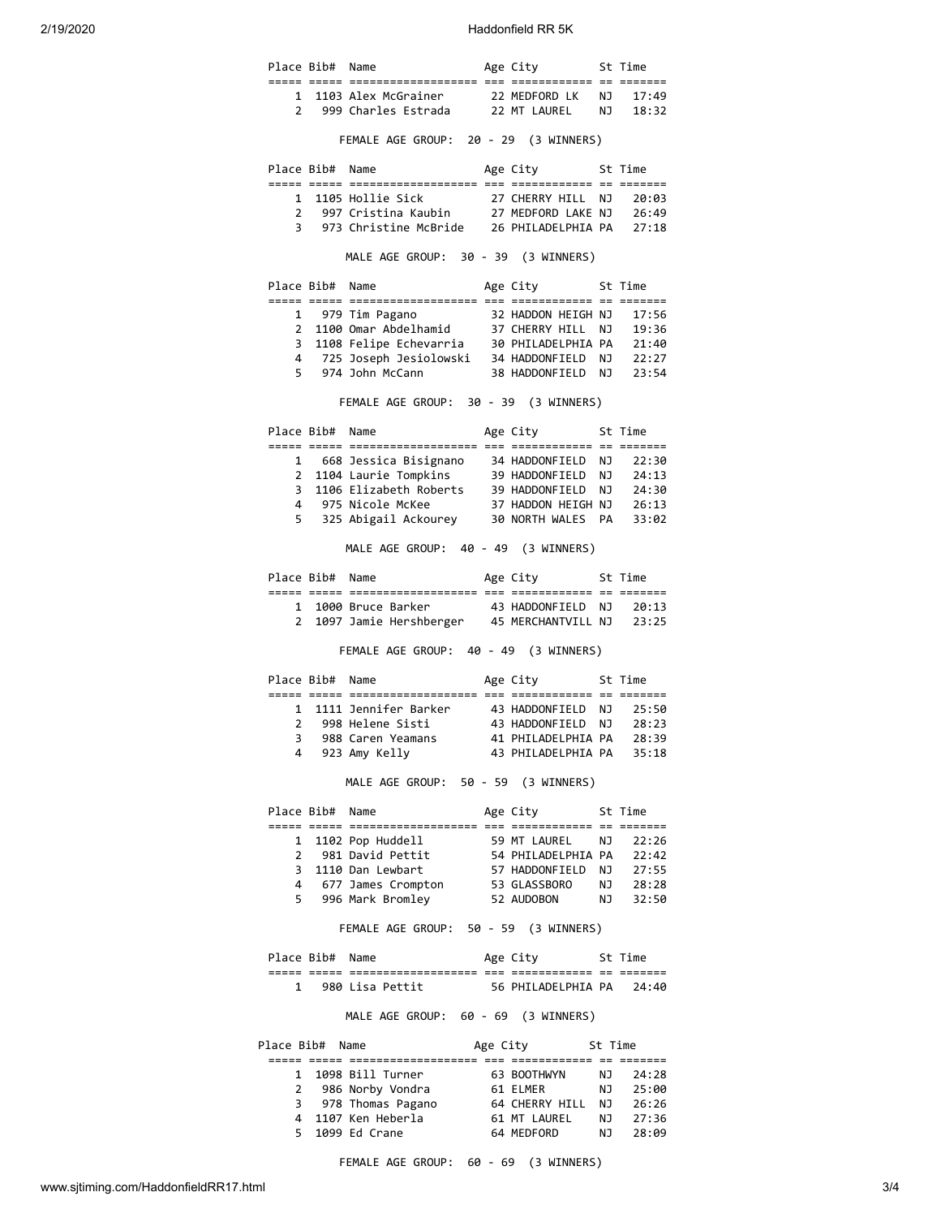| Place | Bib# | Name | Age | City | St | Time |
|---|---|---|---|---|---|---|
| 1 | 1103 | Alex McGrainer | 22 | MEDFORD LK | NJ | 17:49 |
| 2 | 999 | Charles Estrada | 22 | MT LAUREL | NJ | 18:32 |

FEMALE AGE GROUP: 20 - 29 (3 WINNERS)

| Place | Bib# | Name | Age | City | St | Time |
|---|---|---|---|---|---|---|
| 1 | 1105 | Hollie Sick | 27 | CHERRY HILL | NJ | 20:03 |
| 2 | 997 | Cristina Kaubin | 27 | MEDFORD LAKE | NJ | 26:49 |
| 3 | 973 | Christine McBride | 26 | PHILADELPHIA | PA | 27:18 |

MALE AGE GROUP: 30 - 39 (3 WINNERS)

| Place | Bib# | Name | Age | City | St | Time |
|---|---|---|---|---|---|---|
| 1 | 979 | Tim Pagano | 32 | HADDON HEIGH | NJ | 17:56 |
| 2 | 1100 | Omar Abdelhamid | 37 | CHERRY HILL | NJ | 19:36 |
| 3 | 1108 | Felipe Echevarria | 30 | PHILADELPHIA | PA | 21:40 |
| 4 | 725 | Joseph Jesiolowski | 34 | HADDONFIELD | NJ | 22:27 |
| 5 | 974 | John McCann | 38 | HADDONFIELD | NJ | 23:54 |

FEMALE AGE GROUP: 30 - 39 (3 WINNERS)

| Place | Bib# | Name | Age | City | St | Time |
|---|---|---|---|---|---|---|
| 1 | 668 | Jessica Bisignano | 34 | HADDONFIELD | NJ | 22:30 |
| 2 | 1104 | Laurie Tompkins | 39 | HADDONFIELD | NJ | 24:13 |
| 3 | 1106 | Elizabeth Roberts | 39 | HADDONFIELD | NJ | 24:30 |
| 4 | 975 | Nicole McKee | 37 | HADDON HEIGH | NJ | 26:13 |
| 5 | 325 | Abigail Ackourey | 30 | NORTH WALES | PA | 33:02 |

MALE AGE GROUP: 40 - 49 (3 WINNERS)

| Place | Bib# | Name | Age | City | St | Time |
|---|---|---|---|---|---|---|
| 1 | 1000 | Bruce Barker | 43 | HADDONFIELD | NJ | 20:13 |
| 2 | 1097 | Jamie Hershberger | 45 | MERCHANTVILL | NJ | 23:25 |

FEMALE AGE GROUP: 40 - 49 (3 WINNERS)

| Place | Bib# | Name | Age | City | St | Time |
|---|---|---|---|---|---|---|
| 1 | 1111 | Jennifer Barker | 43 | HADDONFIELD | NJ | 25:50 |
| 2 | 998 | Helene Sisti | 43 | HADDONFIELD | NJ | 28:23 |
| 3 | 988 | Caren Yeamans | 41 | PHILADELPHIA | PA | 28:39 |
| 4 | 923 | Amy Kelly | 43 | PHILADELPHIA | PA | 35:18 |

MALE AGE GROUP: 50 - 59 (3 WINNERS)

| Place | Bib# | Name | Age | City | St | Time |
|---|---|---|---|---|---|---|
| 1 | 1102 | Pop Huddell | 59 | MT LAUREL | NJ | 22:26 |
| 2 | 981 | David Pettit | 54 | PHILADELPHIA | PA | 22:42 |
| 3 | 1110 | Dan Lewbart | 57 | HADDONFIELD | NJ | 27:55 |
| 4 | 677 | James Crompton | 53 | GLASSBORO | NJ | 28:28 |
| 5 | 996 | Mark Bromley | 52 | AUDOBON | NJ | 32:50 |

FEMALE AGE GROUP: 50 - 59 (3 WINNERS)

| Place | Bib# | Name | Age | City | St | Time |
|---|---|---|---|---|---|---|
| 1 | 980 | Lisa Pettit | 56 | PHILADELPHIA | PA | 24:40 |

MALE AGE GROUP: 60 - 69 (3 WINNERS)

| Place | Bib# | Name | Age | City | St | Time |
|---|---|---|---|---|---|---|
| 1 | 1098 | Bill Turner | 63 | BOOTHWYN | NJ | 24:28 |
| 2 | 986 | Norby Vondra | 61 | ELMER | NJ | 25:00 |
| 3 | 978 | Thomas Pagano | 64 | CHERRY HILL | NJ | 26:26 |
| 4 | 1107 | Ken Heberla | 61 | MT LAUREL | NJ | 27:36 |
| 5 | 1099 | Ed Crane | 64 | MEDFORD | NJ | 28:09 |

FEMALE AGE GROUP: 60 - 69 (3 WINNERS)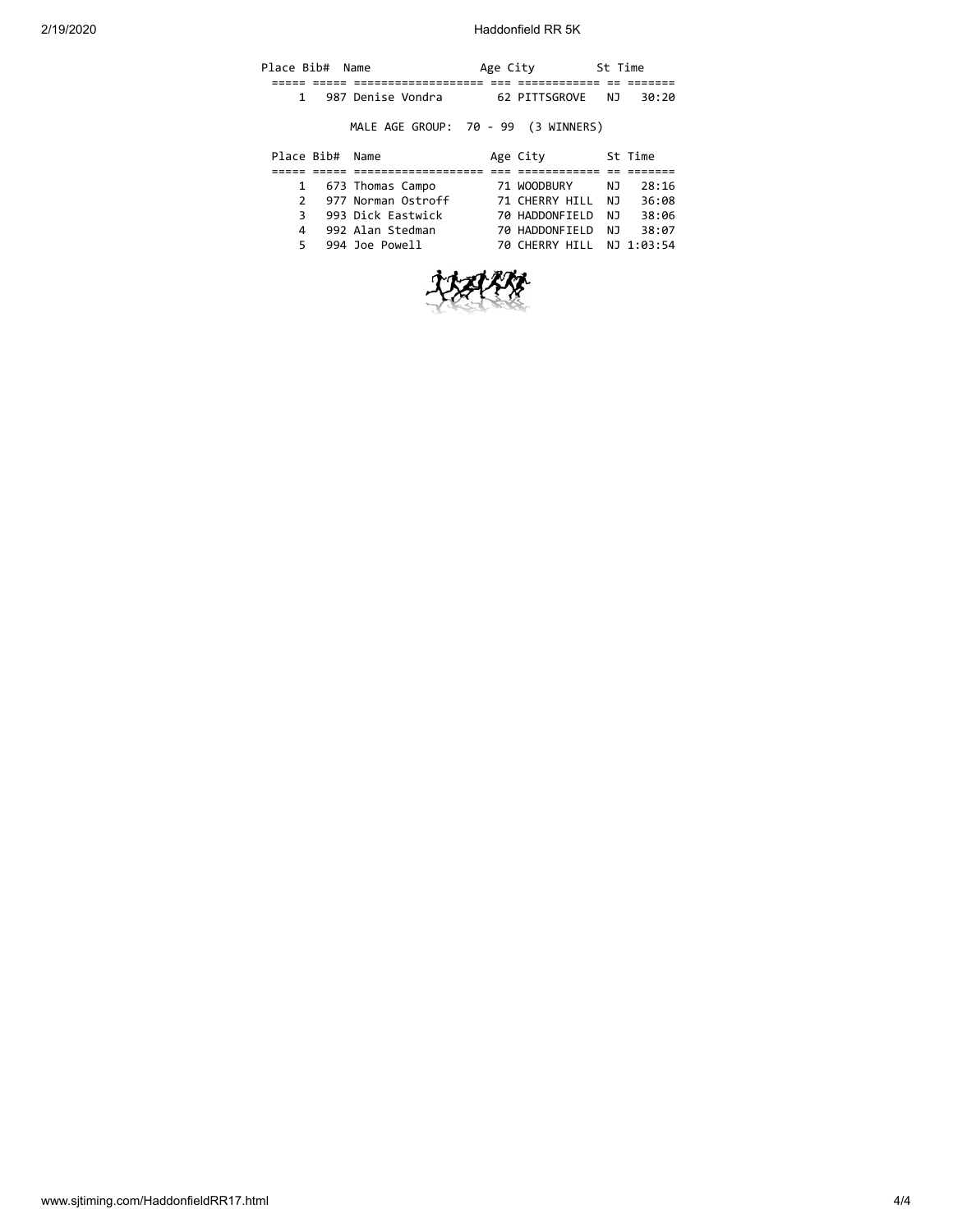| Place | Bib# | Name | Age | City | St | Time |
|---|---|---|---|---|---|---|
| 1 | 987 | Denise Vondra | 62 | PITTSGROVE | NJ | 30:20 |

MALE AGE GROUP: 70 - 99 (3 WINNERS)

| Place | Bib# | Name | Age | City | St | Time |
|---|---|---|---|---|---|---|
| 1 | 673 | Thomas Campo | 71 | WOODBURY | NJ | 28:16 |
| 2 | 977 | Norman Ostroff | 71 | CHERRY HILL | NJ | 36:08 |
| 3 | 993 | Dick Eastwick | 70 | HADDONFIELD | NJ | 38:06 |
| 4 | 992 | Alan Stedman | 70 | HADDONFIELD | NJ | 38:07 |
| 5 | 994 | Joe Powell | 70 | CHERRY HILL | NJ | 1:03:54 |